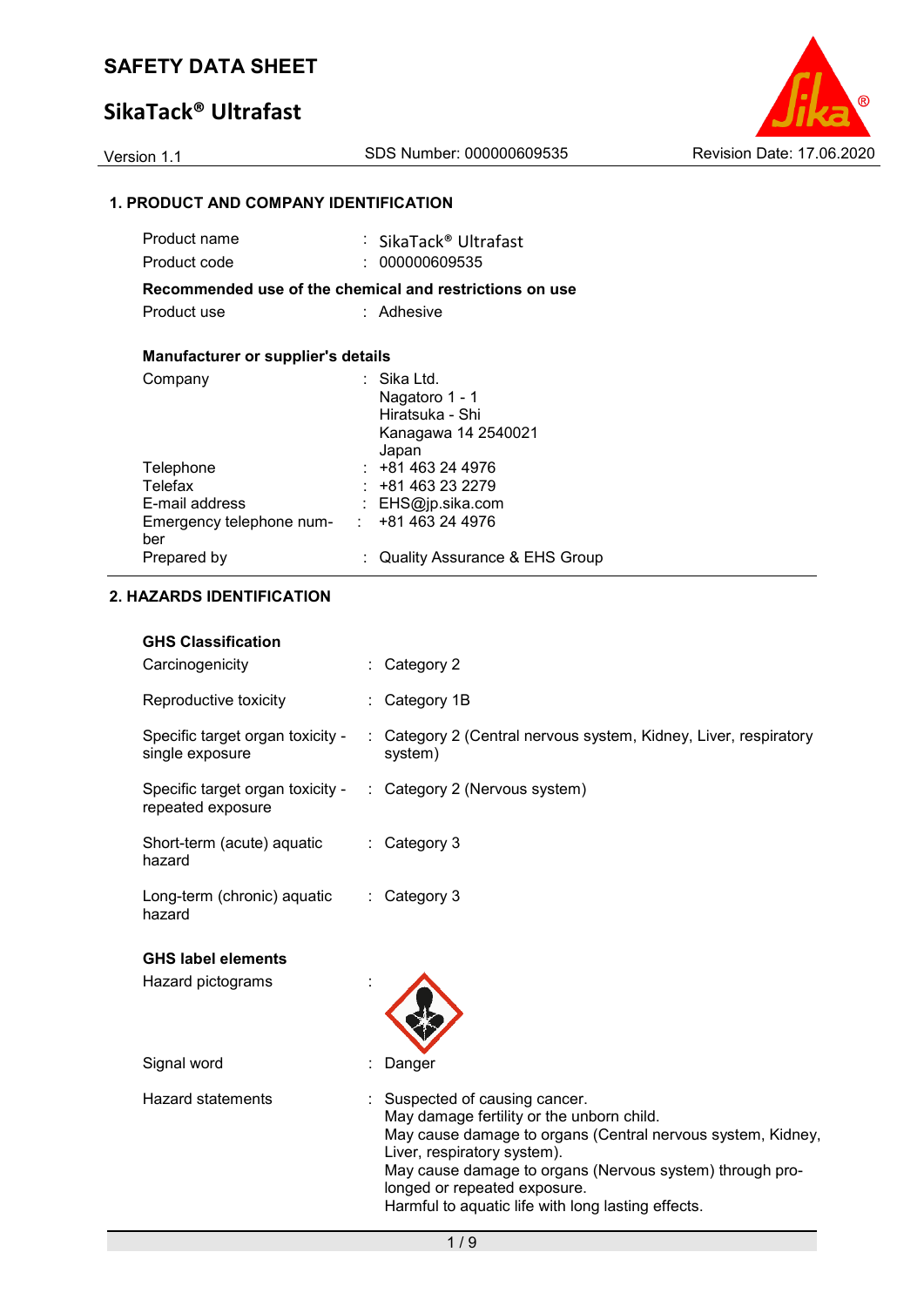# SAFETY DATA SHEET

# SikaTack® Ultrafast

Version 1.1 | SDS Number: 000000609535 | Revision Date: 17.06.2020

## 1. PRODUCT AND COMPANY IDENTIFICATION

| | |
|---|---|
| Product name | : SikaTack® Ultrafast |
| Product code | : 000000609535 |

**Recommended use of the chemical and restrictions on use**

| | |
|---|---|
| Product use | : Adhesive |

**Manufacturer or supplier's details**

| | |
|---|---|
| Company | : Sika Ltd.<br>Nagatoro 1 - 1<br>Hiratsuka - Shi<br>Kanagawa 14 2540021<br>Japan |
| Telephone | : +81 463 24 4976 |
| Telefax | : +81 463 23 2279 |
| E-mail address | : EHS@jp.sika.com |
| Emergency telephone number | : +81 463 24 4976 |
| Prepared by | : Quality Assurance & EHS Group |

## 2. HAZARDS IDENTIFICATION

**GHS Classification**

| | |
|---|---|
| Carcinogenicity | : Category 2 |
| Reproductive toxicity | : Category 1B |
| Specific target organ toxicity - single exposure | : Category 2 (Central nervous system, Kidney, Liver, respiratory system) |
| Specific target organ toxicity - repeated exposure | : Category 2 (Nervous system) |
| Short-term (acute) aquatic hazard | : Category 3 |
| Long-term (chronic) aquatic hazard | : Category 3 |

**GHS label elements**

Hazard pictograms :

Signal word : Danger

Hazard statements : Suspected of causing cancer.
May damage fertility or the unborn child.
May cause damage to organs (Central nervous system, Kidney, Liver, respiratory system).
May cause damage to organs (Nervous system) through prolonged or repeated exposure.
Harmful to aquatic life with long lasting effects.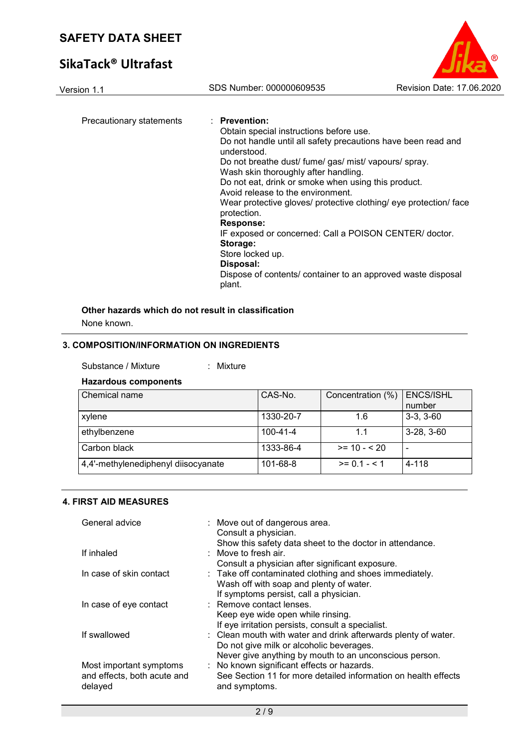Precautionary statements : **Prevention:**
Obtain special instructions before use.
Do not handle until all safety precautions have been read and understood.
Do not breathe dust/ fume/ gas/ mist/ vapours/ spray.
Wash skin thoroughly after handling.
Do not eat, drink or smoke when using this product.
Avoid release to the environment.
Wear protective gloves/ protective clothing/ eye protection/ face protection.
**Response:**
IF exposed or concerned: Call a POISON CENTER/ doctor.
**Storage:**
Store locked up.
**Disposal:**
Dispose of contents/ container to an approved waste disposal plant.

**Other hazards which do not result in classification**

None known.

## 3. COMPOSITION/INFORMATION ON INGREDIENTS

Substance / Mixture : Mixture

**Hazardous components**

| Chemical name | CAS-No. | Concentration (%) | ENCS/ISHL number |
|---|---|---|---|
| xylene | 1330-20-7 | 1.6 | 3-3, 3-60 |
| ethylbenzene | 100-41-4 | 1.1 | 3-28, 3-60 |
| Carbon black | 1333-86-4 | >= 10 - < 20 | - |
| 4,4'-methylenediphenyl diisocyanate | 101-68-8 | >= 0.1 - < 1 | 4-118 |

## 4. FIRST AID MEASURES

General advice : Move out of dangerous area.
Consult a physician.
Show this safety data sheet to the doctor in attendance.

If inhaled : Move to fresh air.
Consult a physician after significant exposure.

In case of skin contact : Take off contaminated clothing and shoes immediately.
Wash off with soap and plenty of water.
If symptoms persist, call a physician.

In case of eye contact : Remove contact lenses.
Keep eye wide open while rinsing.
If eye irritation persists, consult a specialist.

If swallowed : Clean mouth with water and drink afterwards plenty of water.
Do not give milk or alcoholic beverages.
Never give anything by mouth to an unconscious person.

Most important symptoms and effects, both acute and delayed : No known significant effects or hazards.
See Section 11 for more detailed information on health effects and symptoms.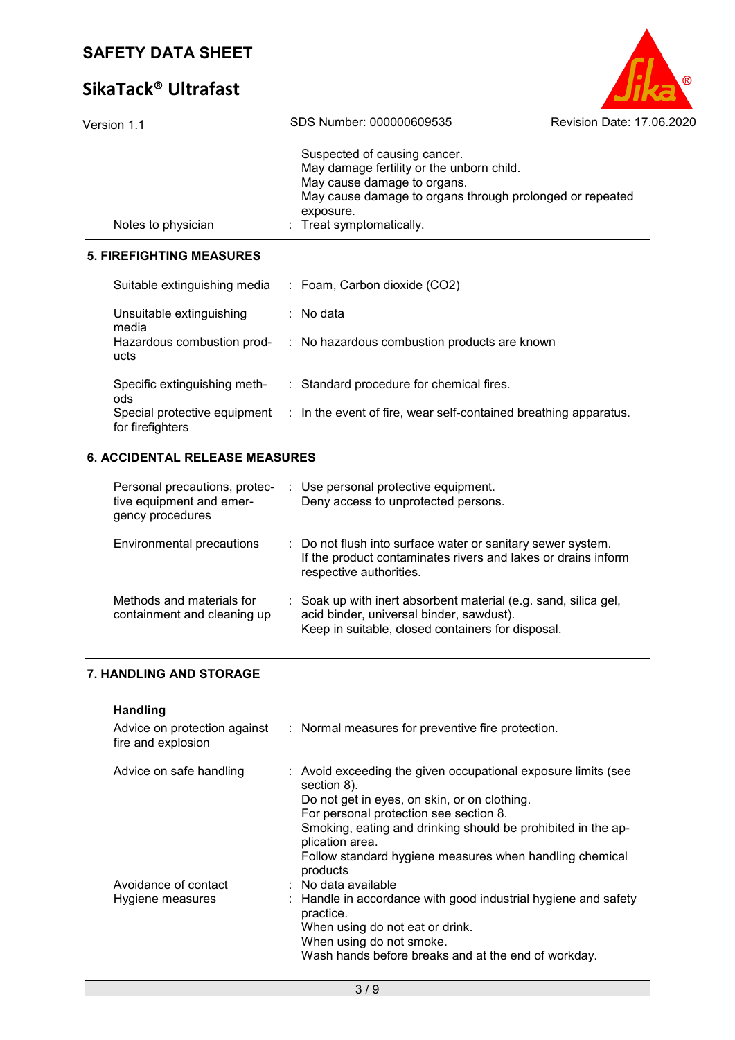| | | |
|---|---|---|
| | | Suspected of causing cancer.<br>May damage fertility or the unborn child.<br>May cause damage to organs.<br>May cause damage to organs through prolonged or repeated exposure. |
| Notes to physician | : | Treat symptomatically. |

## 5. FIREFIGHTING MEASURES

| | | |
|---|---|---|
| Suitable extinguishing media | : | Foam, Carbon dioxide ($CO_2$) |
| Unsuitable extinguishing media | : | No data |
| Hazardous combustion products | : | No hazardous combustion products are known |
| Specific extinguishing methods | : | Standard procedure for chemical fires. |
| Special protective equipment for firefighters | : | In the event of fire, wear self-contained breathing apparatus. |

## 6. ACCIDENTAL RELEASE MEASURES

| | | |
|---|---|---|
| Personal precautions, protective equipment and emergency procedures | : | Use personal protective equipment.<br>Deny access to unprotected persons. |
| Environmental precautions | : | Do not flush into surface water or sanitary sewer system.<br>If the product contaminates rivers and lakes or drains inform respective authorities. |
| Methods and materials for containment and cleaning up | : | Soak up with inert absorbent material (e.g. sand, silica gel, acid binder, universal binder, sawdust).<br>Keep in suitable, closed containers for disposal. |

## 7. HANDLING AND STORAGE

**Handling**

| | | |
|---|---|---|
| Advice on protection against fire and explosion | : | Normal measures for preventive fire protection. |
| Advice on safe handling | : | Avoid exceeding the given occupational exposure limits (see section 8).<br>Do not get in eyes, on skin, or on clothing.<br>For personal protection see section 8.<br>Smoking, eating and drinking should be prohibited in the application area.<br>Follow standard hygiene measures when handling chemical products |
| Avoidance of contact | : | No data available |
| Hygiene measures | : | Handle in accordance with good industrial hygiene and safety practice.<br>When using do not eat or drink.<br>When using do not smoke.<br>Wash hands before breaks and at the end of workday. |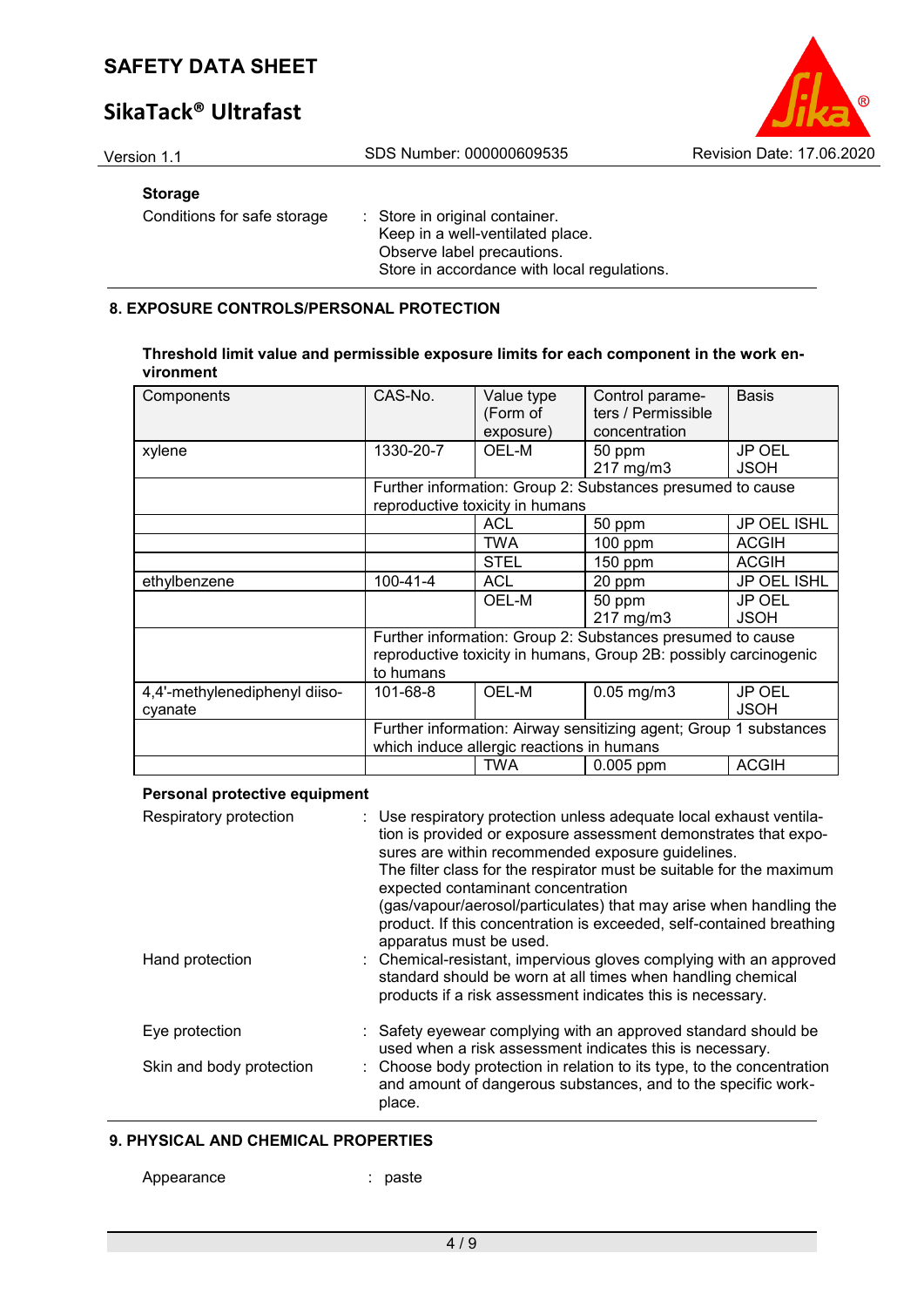**Storage**

Conditions for safe storage : Store in original container.
Keep in a well-ventilated place.
Observe label precautions.
Store in accordance with local regulations.

## 8. EXPOSURE CONTROLS/PERSONAL PROTECTION

**Threshold limit value and permissible exposure limits for each component in the work environment**

| Components | CAS-No. | Value type (Form of exposure) | Control parameters / Permissible concentration | Basis |
|---|---|---|---|---|
| xylene | 1330-20-7 | OEL-M | 50 ppm<br>217 mg/m3 | JP OEL JSOH |
| | Further information: Group 2: Substances presumed to cause reproductive toxicity in humans | | | |
| | | ACL | 50 ppm | JP OEL ISHL |
| | | TWA | 100 ppm | ACGIH |
| | | STEL | 150 ppm | ACGIH |
| ethylbenzene | 100-41-4 | ACL | 20 ppm | JP OEL ISHL |
| | | OEL-M | 50 ppm<br>217 mg/m3 | JP OEL JSOH |
| | Further information: Group 2: Substances presumed to cause reproductive toxicity in humans, Group 2B: possibly carcinogenic to humans | | | |
| 4,4'-methylenediphenyl diisocyanate | 101-68-8 | OEL-M | 0.05 mg/m3 | JP OEL JSOH |
| | Further information: Airway sensitizing agent; Group 1 substances which induce allergic reactions in humans | | | |
| | | TWA | 0.005 ppm | ACGIH |

**Personal protective equipment**

Respiratory protection : Use respiratory protection unless adequate local exhaust ventilation is provided or exposure assessment demonstrates that exposures are within recommended exposure guidelines.
The filter class for the respirator must be suitable for the maximum expected contaminant concentration (gas/vapour/aerosol/particulates) that may arise when handling the product. If this concentration is exceeded, self-contained breathing apparatus must be used.

Hand protection : Chemical-resistant, impervious gloves complying with an approved standard should be worn at all times when handling chemical products if a risk assessment indicates this is necessary.

Eye protection : Safety eyewear complying with an approved standard should be used when a risk assessment indicates this is necessary.

Skin and body protection : Choose body protection in relation to its type, to the concentration and amount of dangerous substances, and to the specific workplace.

## 9. PHYSICAL AND CHEMICAL PROPERTIES

Appearance : paste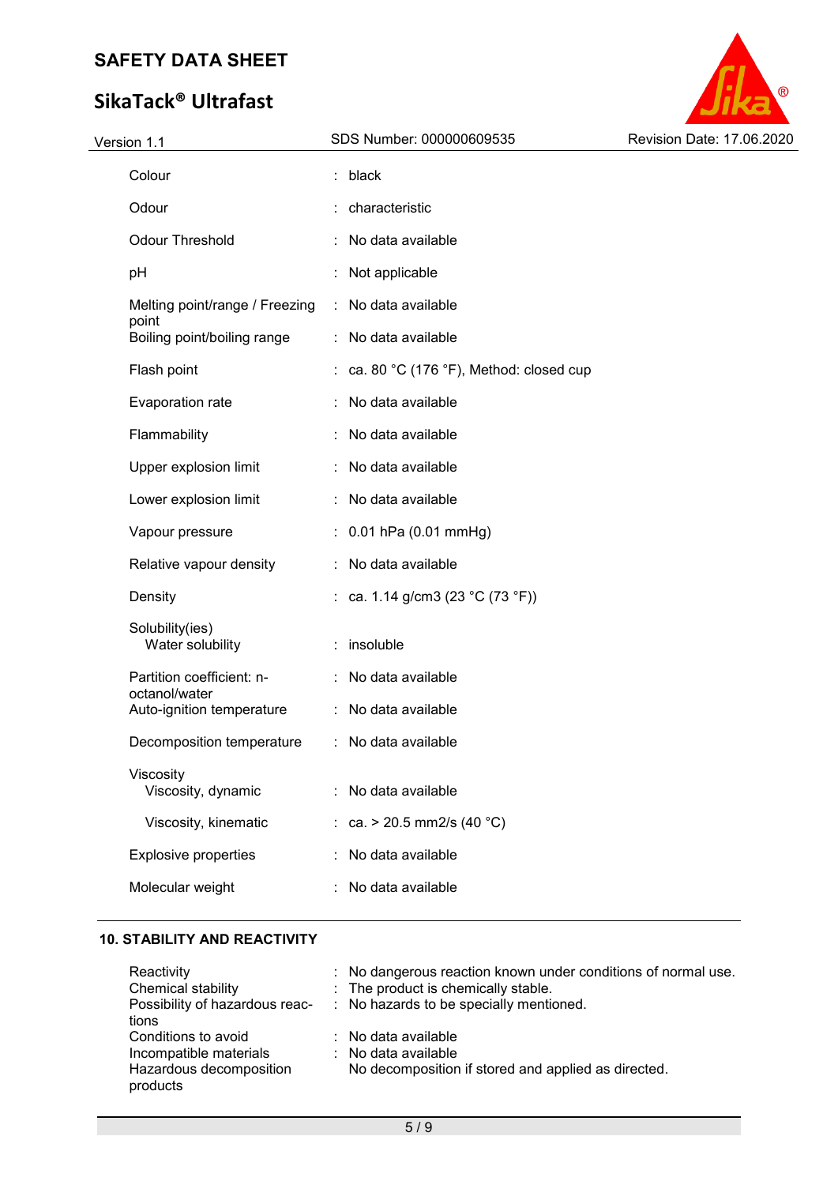| | | |
|---|---|---|
| Colour | : | black |
| Odour | : | characteristic |
| Odour Threshold | : | No data available |
| pH | : | Not applicable |
| Melting point/range / Freezing point | : | No data available |
| Boiling point/boiling range | : | No data available |
| Flash point | : | ca. 80 °C (176 °F), Method: closed cup |
| Evaporation rate | : | No data available |
| Flammability | : | No data available |
| Upper explosion limit | : | No data available |
| Lower explosion limit | : | No data available |
| Vapour pressure | : | 0.01 hPa (0.01 mmHg) |
| Relative vapour density | : | No data available |
| Density | : | ca. 1.14 g/cm3 (23 °C (73 °F)) |
| Solubility(ies) | | |
| Water solubility | : | insoluble |
| Partition coefficient: n-octanol/water | : | No data available |
| Auto-ignition temperature | : | No data available |
| Decomposition temperature | : | No data available |
| Viscosity | | |
| Viscosity, dynamic | : | No data available |
| Viscosity, kinematic | : | ca. > 20.5 mm2/s (40 °C) |
| Explosive properties | : | No data available |
| Molecular weight | : | No data available |

## 10. STABILITY AND REACTIVITY

| | | |
|---|---|---|
| Reactivity | : | No dangerous reaction known under conditions of normal use. |
| Chemical stability | : | The product is chemically stable. |
| Possibility of hazardous reactions | : | No hazards to be specially mentioned. |
| Conditions to avoid | : | No data available |
| Incompatible materials | : | No data available |
| Hazardous decomposition products | | No decomposition if stored and applied as directed. |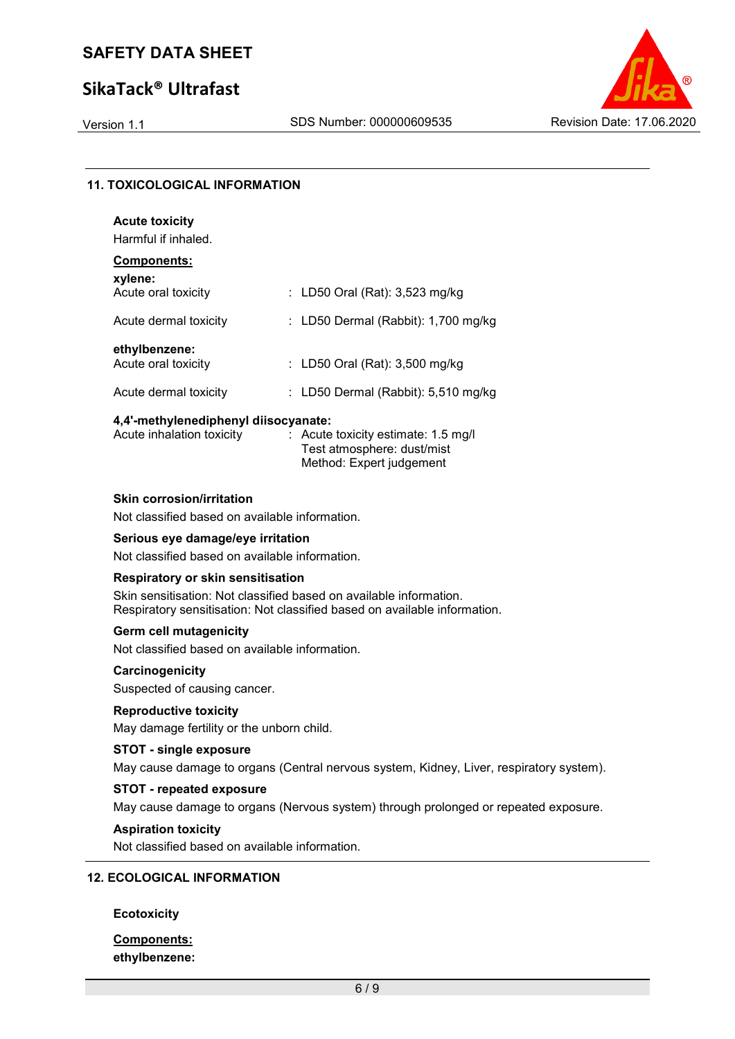## 11. TOXICOLOGICAL INFORMATION

**Acute toxicity**

Harmful if inhaled.

**Components:**

**xylene:**

| | |
|---|---|
| Acute oral toxicity | : LD50 Oral (Rat): 3,523 mg/kg |
| Acute dermal toxicity | : LD50 Dermal (Rabbit): 1,700 mg/kg |

**ethylbenzene:**

| | |
|---|---|
| Acute oral toxicity | : LD50 Oral (Rat): 3,500 mg/kg |
| Acute dermal toxicity | : LD50 Dermal (Rabbit): 5,510 mg/kg |

**4,4'-methylenediphenyl diisocyanate:**

| | |
|---|---|
| Acute inhalation toxicity | : Acute toxicity estimate: 1.5 mg/l<br>Test atmosphere: dust/mist<br>Method: Expert judgement |

**Skin corrosion/irritation**

Not classified based on available information.

**Serious eye damage/eye irritation**

Not classified based on available information.

**Respiratory or skin sensitisation**

Skin sensitisation: Not classified based on available information.
Respiratory sensitisation: Not classified based on available information.

**Germ cell mutagenicity**

Not classified based on available information.

**Carcinogenicity**

Suspected of causing cancer.

**Reproductive toxicity**

May damage fertility or the unborn child.

**STOT - single exposure**

May cause damage to organs (Central nervous system, Kidney, Liver, respiratory system).

**STOT - repeated exposure**

May cause damage to organs (Nervous system) through prolonged or repeated exposure.

**Aspiration toxicity**

Not classified based on available information.

## 12. ECOLOGICAL INFORMATION

**Ecotoxicity**

**Components:**

**ethylbenzene:**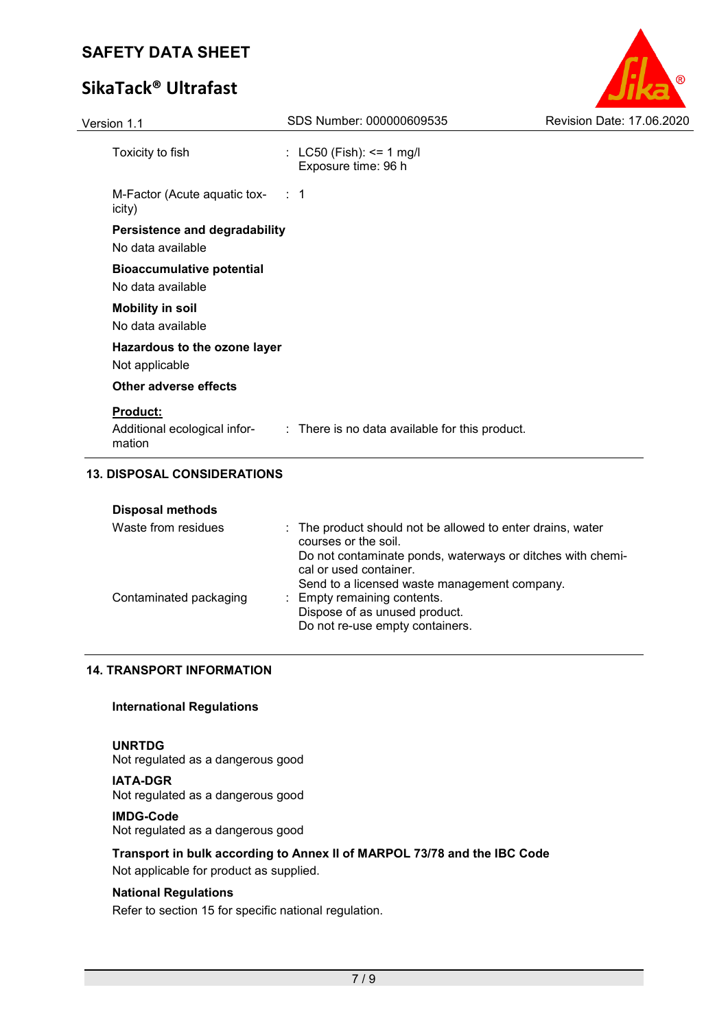| | | |
|---|---|---|
| Toxicity to fish | : | LC50 (Fish): <= 1 mg/l<br>Exposure time: 96 h |
| M-Factor (Acute aquatic toxicity) | : | 1 |

**Persistence and degradability**

No data available

**Bioaccumulative potential**

No data available

**Mobility in soil**

No data available

**Hazardous to the ozone layer**

Not applicable

**Other adverse effects**

**Product:**

| | | |
|---|---|---|
| Additional ecological information | : | There is no data available for this product. |

## 13. DISPOSAL CONSIDERATIONS

**Disposal methods**

| | | |
|---|---|---|
| Waste from residues | : | The product should not be allowed to enter drains, water courses or the soil.<br>Do not contaminate ponds, waterways or ditches with chemical or used container.<br>Send to a licensed waste management company. |
| Contaminated packaging | : | Empty remaining contents.<br>Dispose of as unused product.<br>Do not re-use empty containers. |

## 14. TRANSPORT INFORMATION

**International Regulations**

**UNRTDG**

Not regulated as a dangerous good

**IATA-DGR**

Not regulated as a dangerous good

**IMDG-Code**

Not regulated as a dangerous good

**Transport in bulk according to Annex II of MARPOL 73/78 and the IBC Code**

Not applicable for product as supplied.

**National Regulations**

Refer to section 15 for specific national regulation.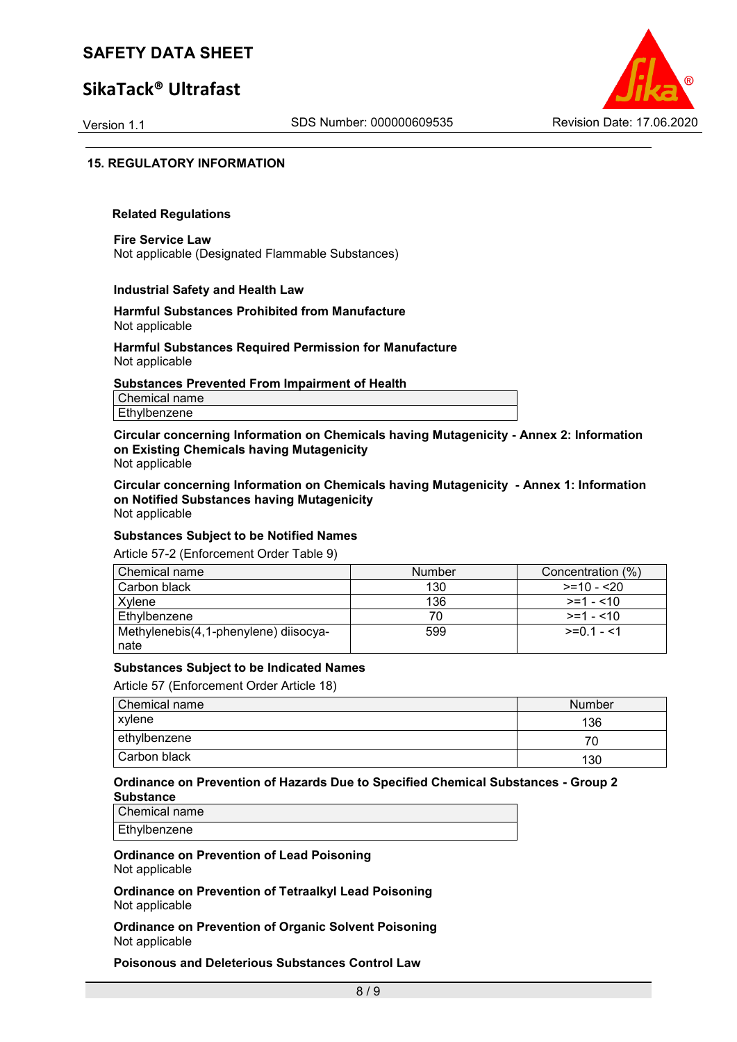## 15. REGULATORY INFORMATION

### Related Regulations

**Fire Service Law**
Not applicable (Designated Flammable Substances)

**Industrial Safety and Health Law**

**Harmful Substances Prohibited from Manufacture**
Not applicable

**Harmful Substances Required Permission for Manufacture**
Not applicable

**Substances Prevented From Impairment of Health**

| Chemical name |
|---|
| Ethylbenzene |

**Circular concerning Information on Chemicals having Mutagenicity - Annex 2: Information on Existing Chemicals having Mutagenicity**
Not applicable

**Circular concerning Information on Chemicals having Mutagenicity - Annex 1: Information on Notified Substances having Mutagenicity**
Not applicable

**Substances Subject to be Notified Names**
Article 57-2 (Enforcement Order Table 9)

| Chemical name | Number | Concentration (%) |
|---|---|---|
| Carbon black | 130 | >=10 - <20 |
| Xylene | 136 | >=1 - <10 |
| Ethylbenzene | 70 | >=1 - <10 |
| Methylenebis(4,1-phenylene) diisocyanate | 599 | >=0.1 - <1 |

**Substances Subject to be Indicated Names**
Article 57 (Enforcement Order Article 18)

| Chemical name | Number |
|---|---|
| xylene | 136 |
| ethylbenzene | 70 |
| Carbon black | 130 |

**Ordinance on Prevention of Hazards Due to Specified Chemical Substances - Group 2 Substance**

| Chemical name |
|---|
| Ethylbenzene |

**Ordinance on Prevention of Lead Poisoning**
Not applicable

**Ordinance on Prevention of Tetraalkyl Lead Poisoning**
Not applicable

**Ordinance on Prevention of Organic Solvent Poisoning**
Not applicable

**Poisonous and Deleterious Substances Control Law**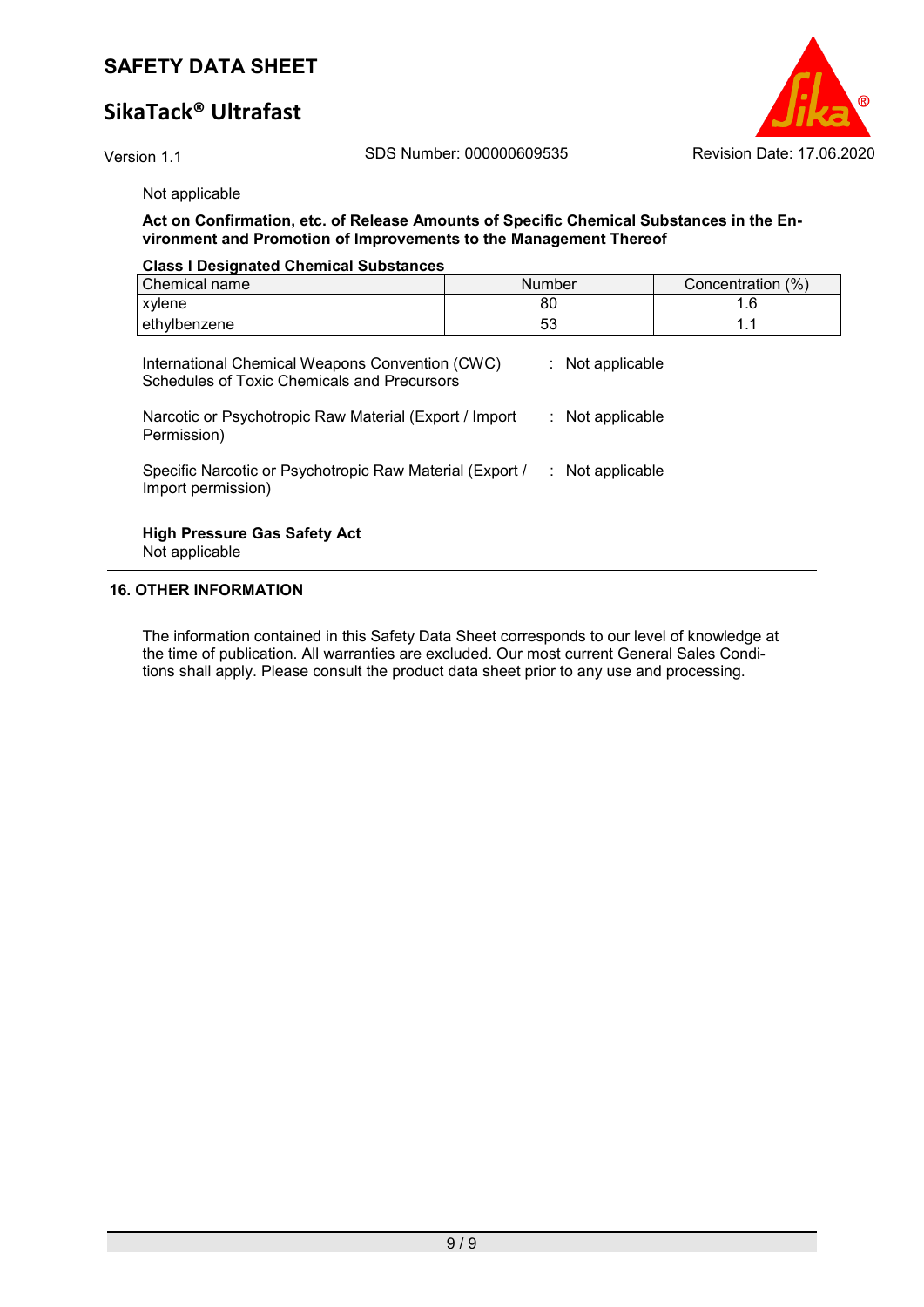Not applicable

**Act on Confirmation, etc. of Release Amounts of Specific Chemical Substances in the Environment and Promotion of Improvements to the Management Thereof**

**Class I Designated Chemical Substances**

| Chemical name | Number | Concentration (%) |
|---|---|---|
| xylene | 80 | 1.6 |
| ethylbenzene | 53 | 1.1 |

International Chemical Weapons Convention (CWC) Schedules of Toxic Chemicals and Precursors : Not applicable

Narcotic or Psychotropic Raw Material (Export / Import Permission) : Not applicable

Specific Narcotic or Psychotropic Raw Material (Export / Import permission) : Not applicable

**High Pressure Gas Safety Act**
Not applicable

## 16. OTHER INFORMATION

The information contained in this Safety Data Sheet corresponds to our level of knowledge at the time of publication. All warranties are excluded. Our most current General Sales Conditions shall apply. Please consult the product data sheet prior to any use and processing.